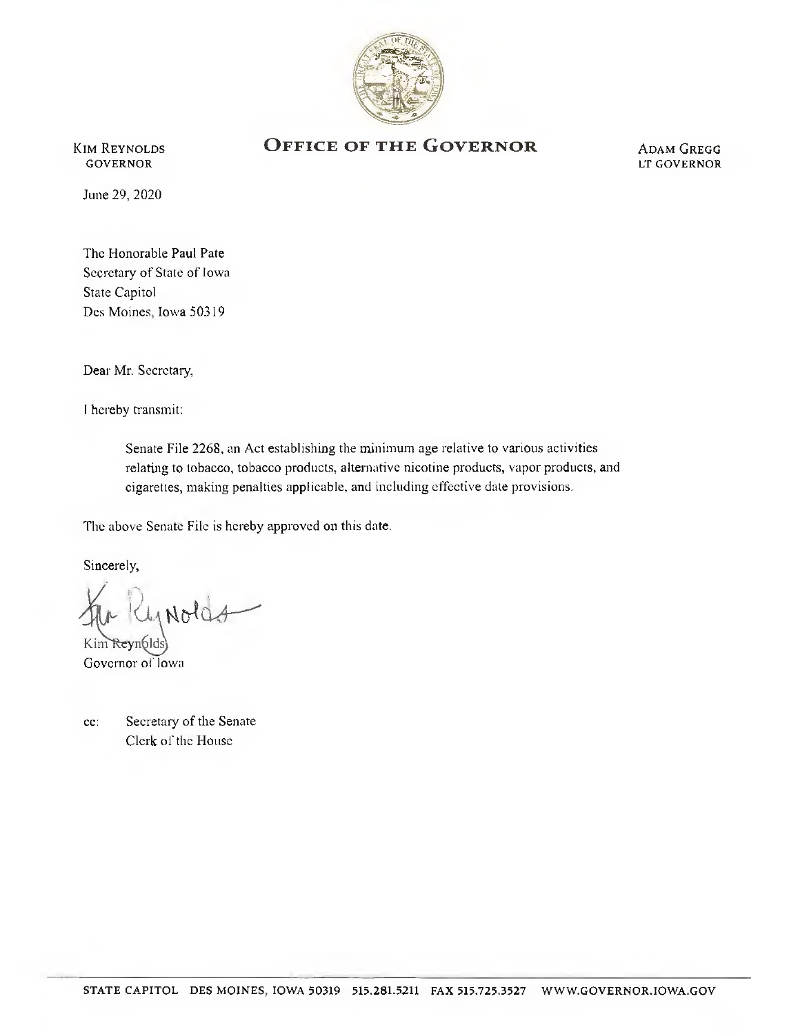# OFFICE OF THE GOVERNOR

KIM REYNOLDS
GOVERNOR

ADAM GREGG
LT GOVERNOR

June 29, 2020

The Honorable Paul Pate
Secretary of State of Iowa
State Capitol
Des Moines, Iowa 50319

Dear Mr. Secretary,

I hereby transmit:

> Senate File 2268, an Act establishing the minimum age relative to various activities relating to tobacco, tobacco products, alternative nicotine products, vapor products, and cigarettes, making penalties applicable, and including effective date provisions.

The above Senate File is hereby approved on this date.

Sincerely,

Kim Reynolds
Governor of Iowa

cc: Secretary of the Senate
Clerk of the House

STATE CAPITOL DES MOINES, IOWA 50319 515.281.5211 FAX 515.725.3527 WWW.GOVERNOR.IOWA.GOV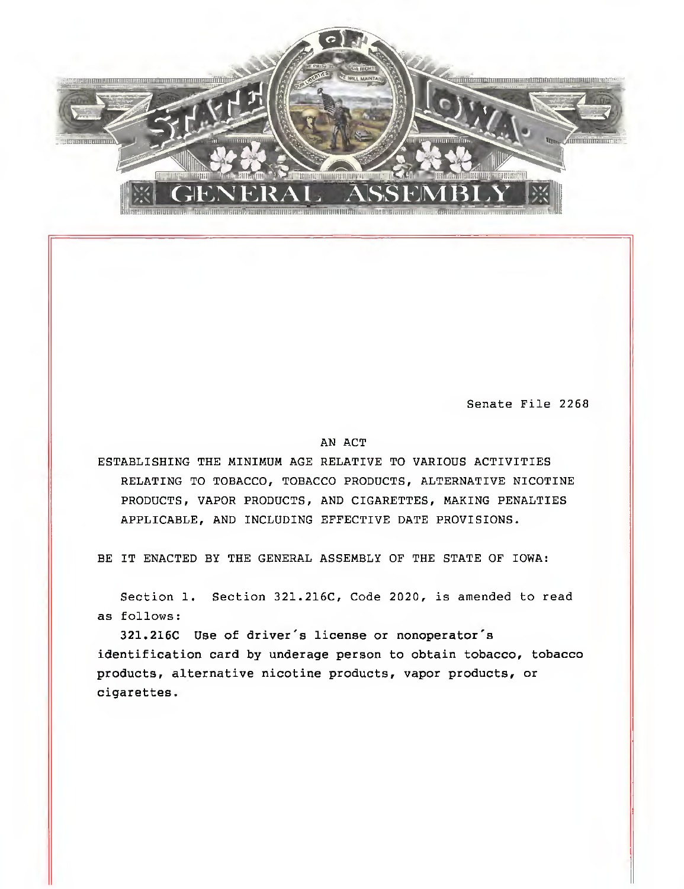Senate File 2268

AN ACT

ESTABLISHING THE MINIMUM AGE RELATIVE TO VARIOUS ACTIVITIES RELATING TO TOBACCO, TOBACCO PRODUCTS, ALTERNATIVE NICOTINE PRODUCTS, VAPOR PRODUCTS, AND CIGARETTES, MAKING PENALTIES APPLICABLE, AND INCLUDING EFFECTIVE DATE PROVISIONS.

BE IT ENACTED BY THE GENERAL ASSEMBLY OF THE STATE OF IOWA:

Section 1. Section 321.216C, Code 2020, is amended to read as follows:

**321.216C Use of driver's license or nonoperator's identification card by underage person to obtain tobacco, tobacco products, alternative nicotine products, vapor products, or cigarettes.**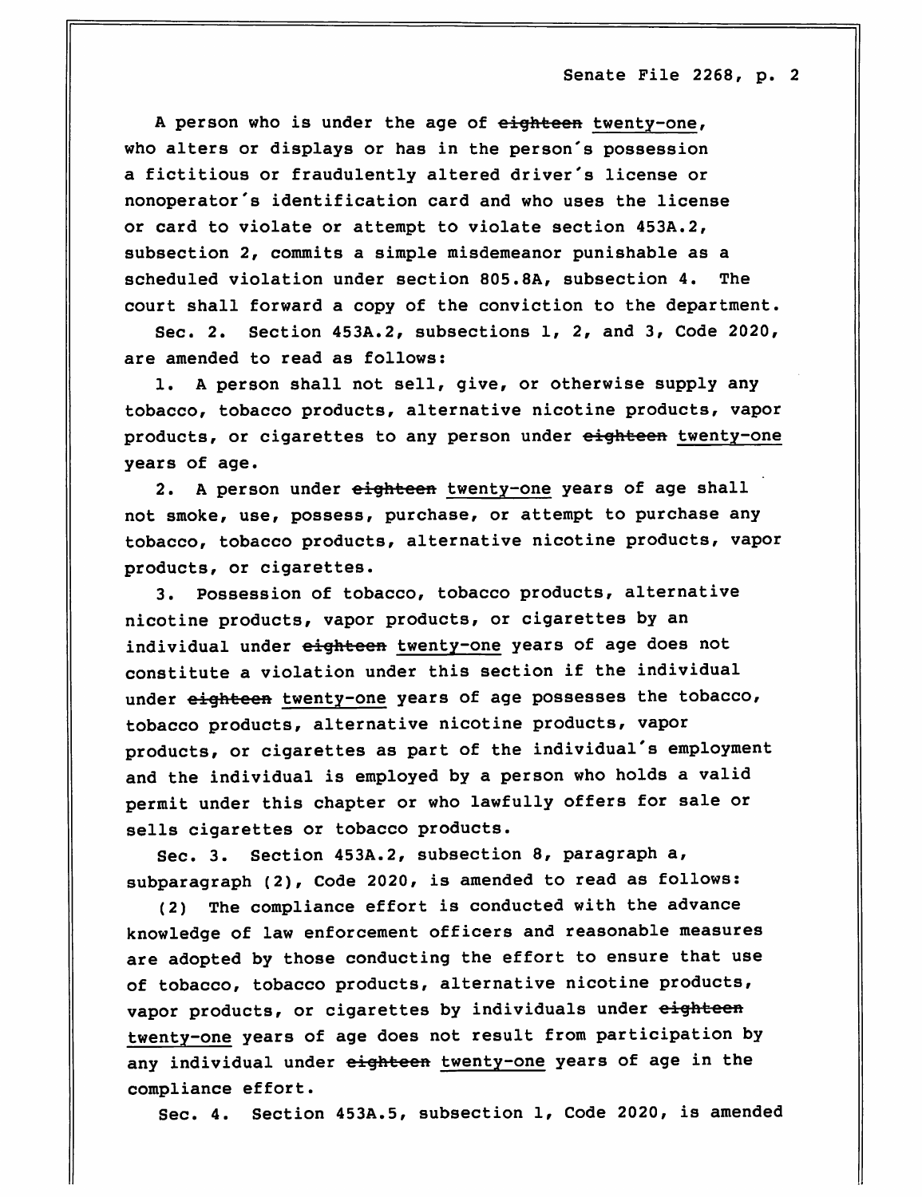A person who is under the age of ~~eighteen~~ twenty-one, who alters or displays or has in the person's possession a fictitious or fraudulently altered driver's license or nonoperator's identification card and who uses the license or card to violate or attempt to violate section 453A.2, subsection 2, commits a simple misdemeanor punishable as a scheduled violation under section 805.8A, subsection 4. The court shall forward a copy of the conviction to the department.

Sec. 2. Section 453A.2, subsections 1, 2, and 3, Code 2020, are amended to read as follows:

1. A person shall not sell, give, or otherwise supply any tobacco, tobacco products, alternative nicotine products, vapor products, or cigarettes to any person under ~~eighteen~~ twenty-one years of age.

2. A person under ~~eighteen~~ twenty-one years of age shall not smoke, use, possess, purchase, or attempt to purchase any tobacco, tobacco products, alternative nicotine products, vapor products, or cigarettes.

3. Possession of tobacco, tobacco products, alternative nicotine products, vapor products, or cigarettes by an individual under ~~eighteen~~ twenty-one years of age does not constitute a violation under this section if the individual under ~~eighteen~~ twenty-one years of age possesses the tobacco, tobacco products, alternative nicotine products, vapor products, or cigarettes as part of the individual's employment and the individual is employed by a person who holds a valid permit under this chapter or who lawfully offers for sale or sells cigarettes or tobacco products.

Sec. 3. Section 453A.2, subsection 8, paragraph a, subparagraph (2), Code 2020, is amended to read as follows:

(2) The compliance effort is conducted with the advance knowledge of law enforcement officers and reasonable measures are adopted by those conducting the effort to ensure that use of tobacco, tobacco products, alternative nicotine products, vapor products, or cigarettes by individuals under ~~eighteen~~ twenty-one years of age does not result from participation by any individual under ~~eighteen~~ twenty-one years of age in the compliance effort.

Sec. 4. Section 453A.5, subsection 1, Code 2020, is amended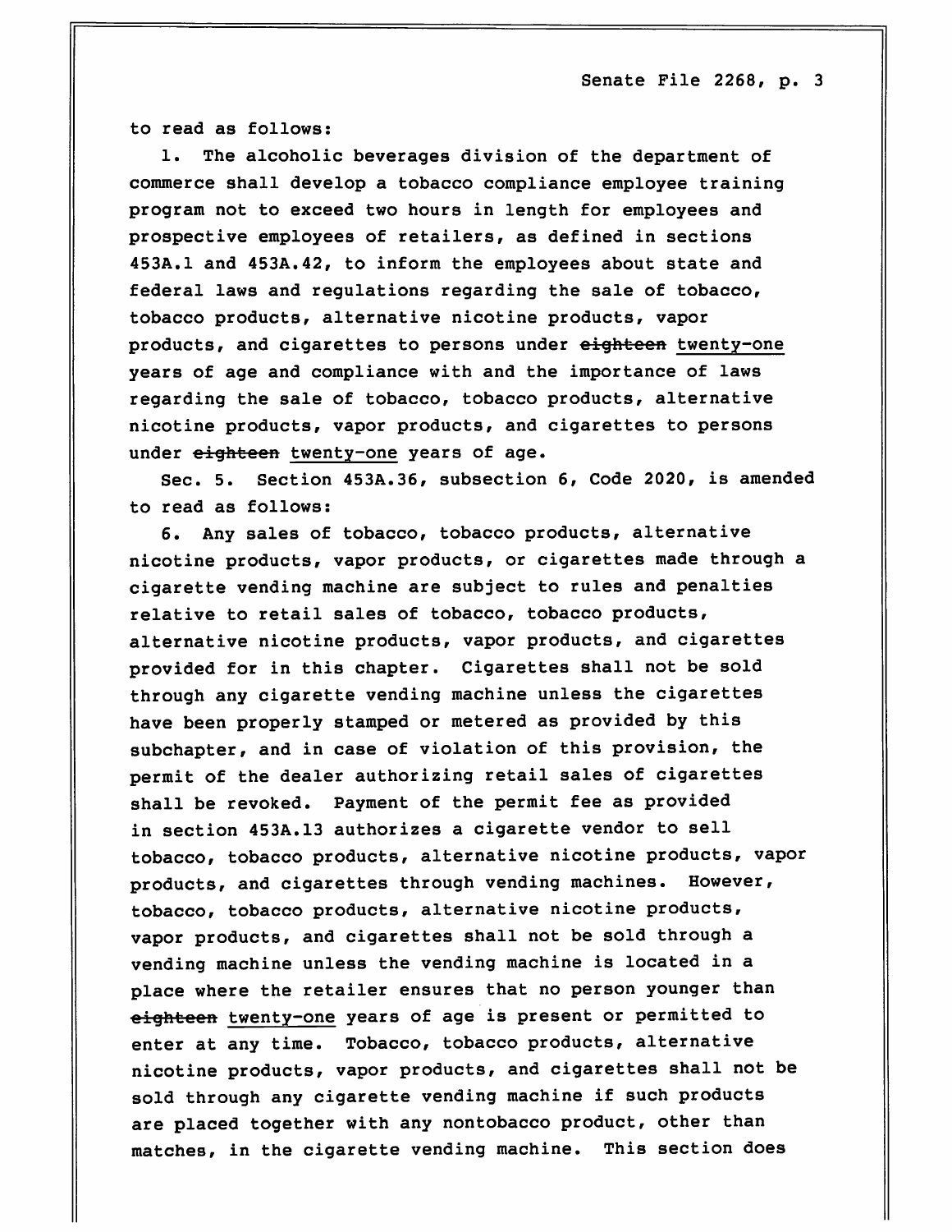to read as follows:

1. The alcoholic beverages division of the department of commerce shall develop a tobacco compliance employee training program not to exceed two hours in length for employees and prospective employees of retailers, as defined in sections 453A.1 and 453A.42, to inform the employees about state and federal laws and regulations regarding the sale of tobacco, tobacco products, alternative nicotine products, vapor products, and cigarettes to persons under ~~eighteen~~ twenty-one years of age and compliance with and the importance of laws regarding the sale of tobacco, tobacco products, alternative nicotine products, vapor products, and cigarettes to persons under ~~eighteen~~ twenty-one years of age.

Sec. 5. Section 453A.36, subsection 6, Code 2020, is amended to read as follows:

6. Any sales of tobacco, tobacco products, alternative nicotine products, vapor products, or cigarettes made through a cigarette vending machine are subject to rules and penalties relative to retail sales of tobacco, tobacco products, alternative nicotine products, vapor products, and cigarettes provided for in this chapter. Cigarettes shall not be sold through any cigarette vending machine unless the cigarettes have been properly stamped or metered as provided by this subchapter, and in case of violation of this provision, the permit of the dealer authorizing retail sales of cigarettes shall be revoked. Payment of the permit fee as provided in section 453A.13 authorizes a cigarette vendor to sell tobacco, tobacco products, alternative nicotine products, vapor products, and cigarettes through vending machines. However, tobacco, tobacco products, alternative nicotine products, vapor products, and cigarettes shall not be sold through a vending machine unless the vending machine is located in a place where the retailer ensures that no person younger than ~~eighteen~~ twenty-one years of age is present or permitted to enter at any time. Tobacco, tobacco products, alternative nicotine products, vapor products, and cigarettes shall not be sold through any cigarette vending machine if such products are placed together with any nontobacco product, other than matches, in the cigarette vending machine. This section does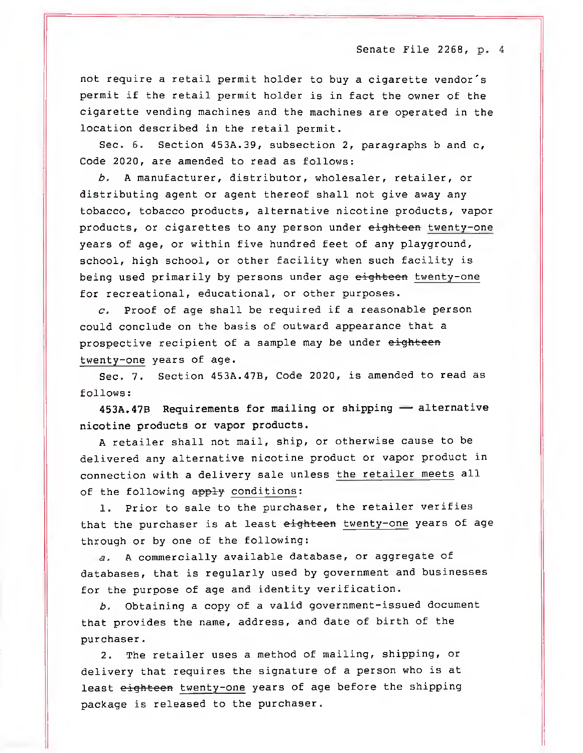not require a retail permit holder to buy a cigarette vendor's permit if the retail permit holder is in fact the owner of the cigarette vending machines and the machines are operated in the location described in the retail permit.

Sec. 6. Section 453A.39, subsection 2, paragraphs b and c, Code 2020, are amended to read as follows:

*b.* A manufacturer, distributor, wholesaler, retailer, or distributing agent or agent thereof shall not give away any tobacco, tobacco products, alternative nicotine products, vapor products, or cigarettes to any person under ~~eighteen~~ <u>twenty-one</u> years of age, or within five hundred feet of any playground, school, high school, or other facility when such facility is being used primarily by persons under age ~~eighteen~~ <u>twenty-one</u> for recreational, educational, or other purposes.

*c.* Proof of age shall be required if a reasonable person could conclude on the basis of outward appearance that a prospective recipient of a sample may be under ~~eighteen~~ <u>twenty-one</u> years of age.

Sec. 7. Section 453A.47B, Code 2020, is amended to read as follows:

**453A.47B Requirements for mailing or shipping — alternative nicotine products or vapor products.**

A retailer shall not mail, ship, or otherwise cause to be delivered any alternative nicotine product or vapor product in connection with a delivery sale unless <u>the retailer meets</u> all of the following ~~apply~~ <u>conditions</u>:

1. Prior to sale to the purchaser, the retailer verifies that the purchaser is at least ~~eighteen~~ <u>twenty-one</u> years of age through or by one of the following:

*a.* A commercially available database, or aggregate of databases, that is regularly used by government and businesses for the purpose of age and identity verification.

*b.* Obtaining a copy of a valid government-issued document that provides the name, address, and date of birth of the purchaser.

2. The retailer uses a method of mailing, shipping, or delivery that requires the signature of a person who is at least ~~eighteen~~ <u>twenty-one</u> years of age before the shipping package is released to the purchaser.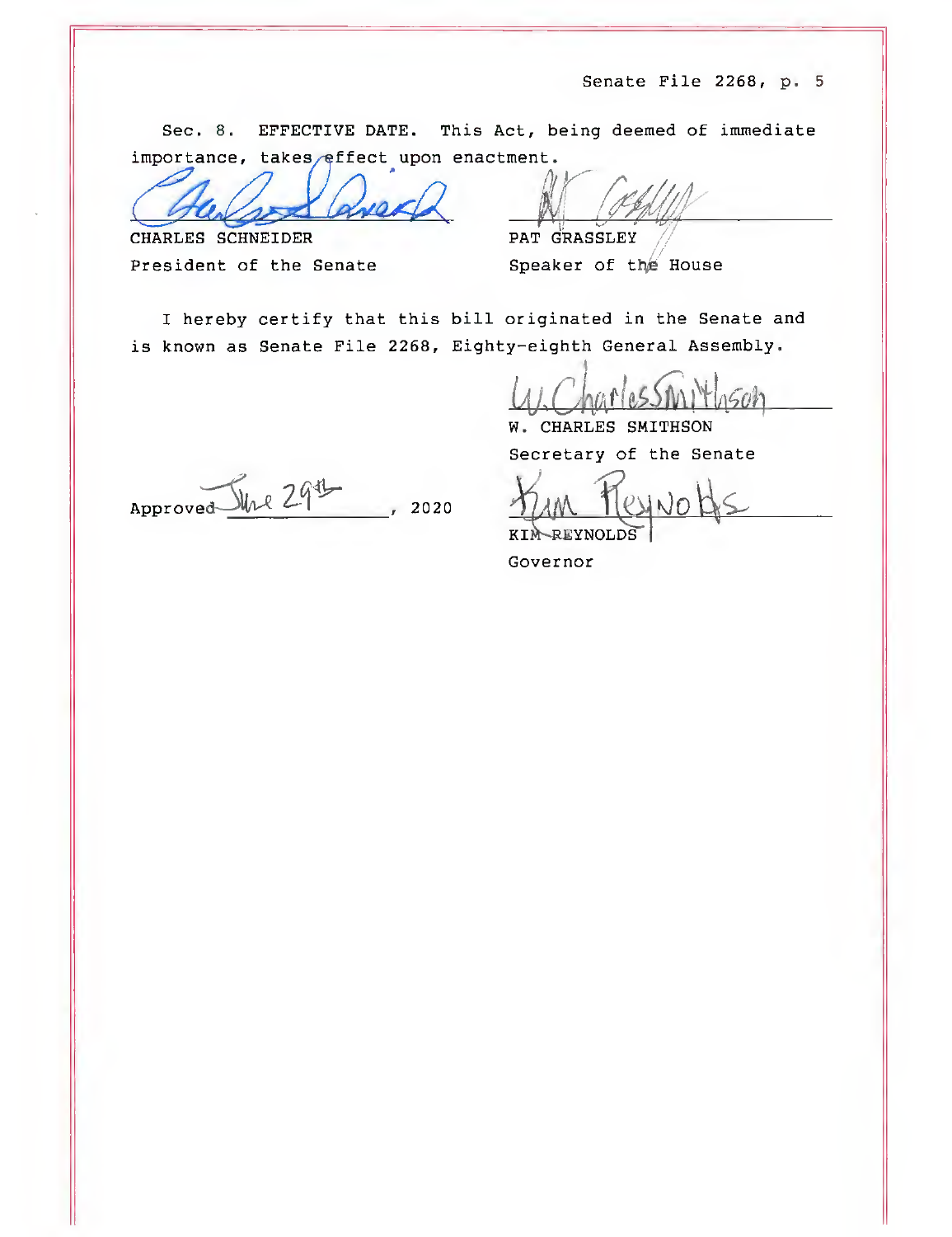Sec. 8. EFFECTIVE DATE. This Act, being deemed of immediate importance, takes effect upon enactment.

CHARLES SCHNEIDER
President of the Senate

PAT GRASSLEY
Speaker of the House

I hereby certify that this bill originated in the Senate and is known as Senate File 2268, Eighty-eighth General Assembly.

W. CHARLES SMITHSON
Secretary of the Senate

Approved June 29th, 2020

KIM REYNOLDS
Governor